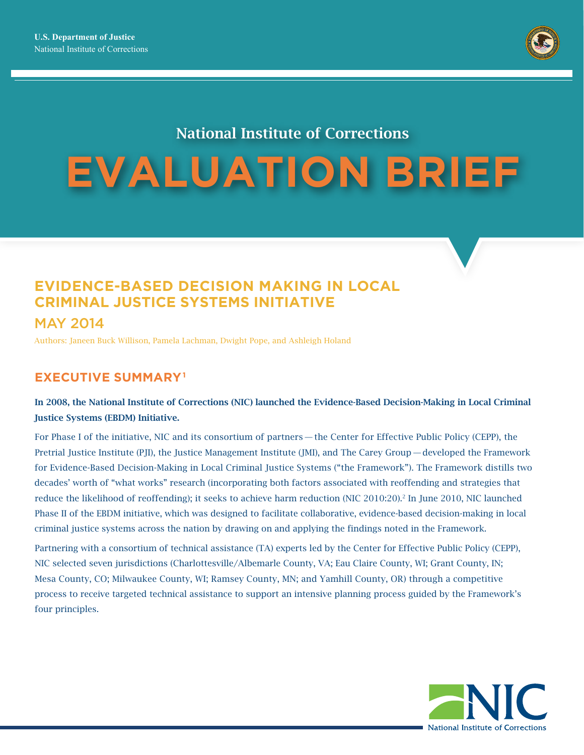U.S. Department of Justice
National Institute of Corrections

National Institute of Corrections

# EVALUATION BRIEF

## EVIDENCE-BASED DECISION MAKING IN LOCAL CRIMINAL JUSTICE SYSTEMS INITIATIVE

MAY 2014

Authors: Janeen Buck Willison, Pamela Lachman, Dwight Pope, and Ashleigh Holand

## EXECUTIVE SUMMARY[1]

**In 2008, the National Institute of Corrections (NIC) launched the Evidence-Based Decision-Making in Local Criminal Justice Systems (EBDM) Initiative.**

For Phase I of the initiative, NIC and its consortium of partners — the Center for Effective Public Policy (CEPP), the Pretrial Justice Institute (PJI), the Justice Management Institute (JMI), and The Carey Group — developed the Framework for Evidence-Based Decision-Making in Local Criminal Justice Systems ("the Framework"). The Framework distills two decades' worth of "what works" research (incorporating both factors associated with reoffending and strategies that reduce the likelihood of reoffending); it seeks to achieve harm reduction (NIC 2010:20).[2] In June 2010, NIC launched Phase II of the EBDM initiative, which was designed to facilitate collaborative, evidence-based decision-making in local criminal justice systems across the nation by drawing on and applying the findings noted in the Framework.

Partnering with a consortium of technical assistance (TA) experts led by the Center for Effective Public Policy (CEPP), NIC selected seven jurisdictions (Charlottesville/Albemarle County, VA; Eau Claire County, WI; Grant County, IN; Mesa County, CO; Milwaukee County, WI; Ramsey County, MN; and Yamhill County, OR) through a competitive process to receive targeted technical assistance to support an intensive planning process guided by the Framework's four principles.

NIC
National Institute of Corrections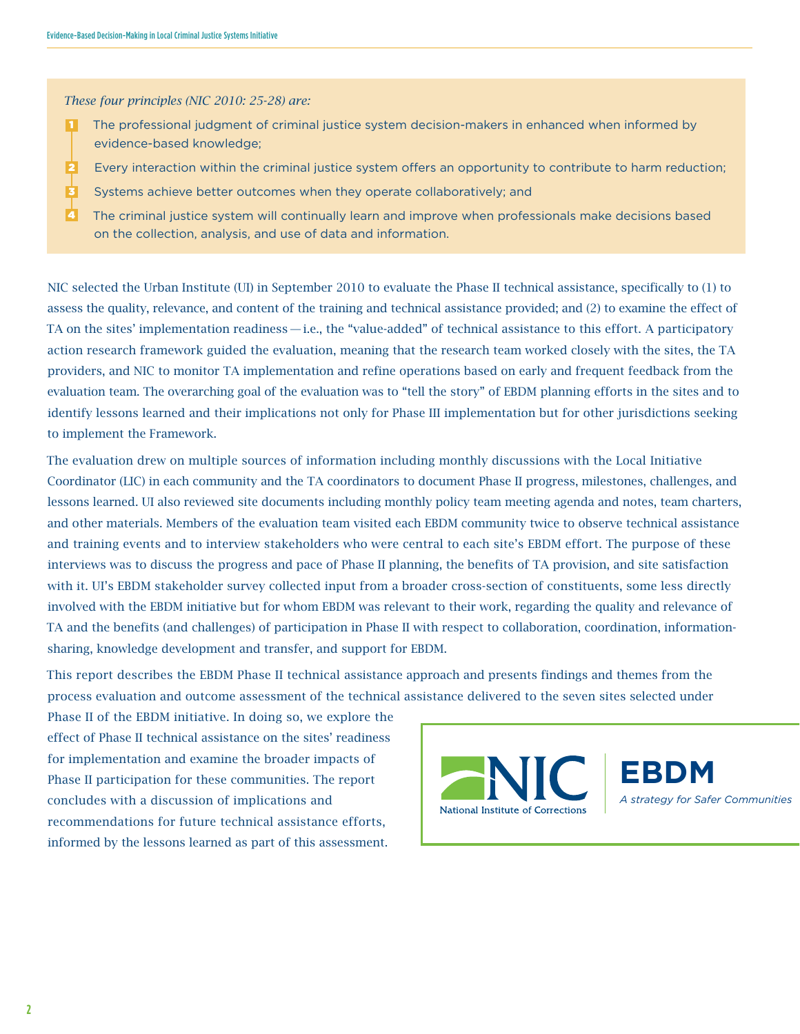*These four principles (NIC 2010: 25-28) are:*

1. The professional judgment of criminal justice system decision-makers in enhanced when informed by evidence-based knowledge;
2. Every interaction within the criminal justice system offers an opportunity to contribute to harm reduction;
3. Systems achieve better outcomes when they operate collaboratively; and
4. The criminal justice system will continually learn and improve when professionals make decisions based on the collection, analysis, and use of data and information.

NIC selected the Urban Institute (UI) in September 2010 to evaluate the Phase II technical assistance, specifically to (1) to assess the quality, relevance, and content of the training and technical assistance provided; and (2) to examine the effect of TA on the sites' implementation readiness — i.e., the "value-added" of technical assistance to this effort. A participatory action research framework guided the evaluation, meaning that the research team worked closely with the sites, the TA providers, and NIC to monitor TA implementation and refine operations based on early and frequent feedback from the evaluation team. The overarching goal of the evaluation was to "tell the story" of EBDM planning efforts in the sites and to identify lessons learned and their implications not only for Phase III implementation but for other jurisdictions seeking to implement the Framework.

The evaluation drew on multiple sources of information including monthly discussions with the Local Initiative Coordinator (LIC) in each community and the TA coordinators to document Phase II progress, milestones, challenges, and lessons learned. UI also reviewed site documents including monthly policy team meeting agenda and notes, team charters, and other materials. Members of the evaluation team visited each EBDM community twice to observe technical assistance and training events and to interview stakeholders who were central to each site's EBDM effort. The purpose of these interviews was to discuss the progress and pace of Phase II planning, the benefits of TA provision, and site satisfaction with it. UI's EBDM stakeholder survey collected input from a broader cross-section of constituents, some less directly involved with the EBDM initiative but for whom EBDM was relevant to their work, regarding the quality and relevance of TA and the benefits (and challenges) of participation in Phase II with respect to collaboration, coordination, information-sharing, knowledge development and transfer, and support for EBDM.

This report describes the EBDM Phase II technical assistance approach and presents findings and themes from the process evaluation and outcome assessment of the technical assistance delivered to the seven sites selected under Phase II of the EBDM initiative. In doing so, we explore the effect of Phase II technical assistance on the sites' readiness for implementation and examine the broader impacts of Phase II participation for these communities. The report concludes with a discussion of implications and recommendations for future technical assistance efforts, informed by the lessons learned as part of this assessment.

NIC National Institute of Corrections | EBDM *A strategy for Safer Communities*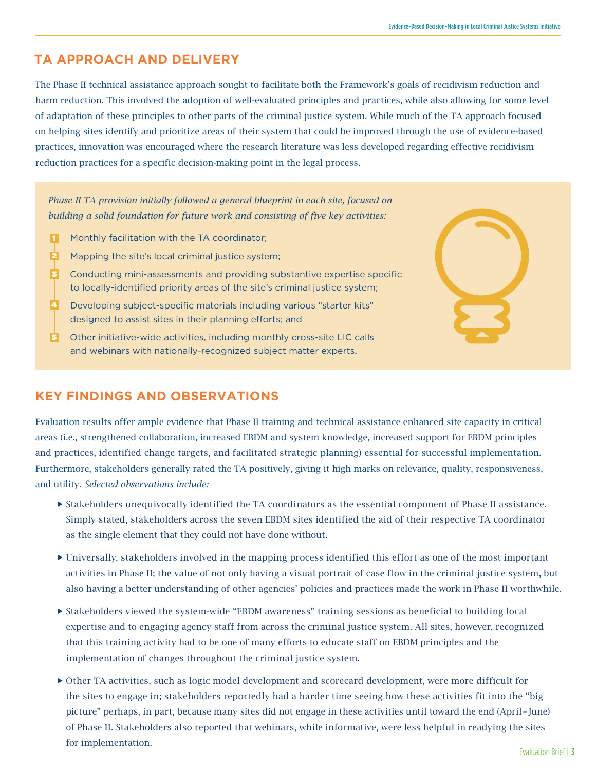## TA APPROACH AND DELIVERY

The Phase II technical assistance approach sought to facilitate both the Framework's goals of recidivism reduction and harm reduction. This involved the adoption of well-evaluated principles and practices, while also allowing for some level of adaptation of these principles to other parts of the criminal justice system. While much of the TA approach focused on helping sites identify and prioritize areas of their system that could be improved through the use of evidence-based practices, innovation was encouraged where the research literature was less developed regarding effective recidivism reduction practices for a specific decision-making point in the legal process.

*Phase II TA provision initially followed a general blueprint in each site, focused on building a solid foundation for future work and consisting of five key activities:*

1. Monthly facilitation with the TA coordinator;
2. Mapping the site's local criminal justice system;
3. Conducting mini-assessments and providing substantive expertise specific to locally-identified priority areas of the site's criminal justice system;
4. Developing subject-specific materials including various "starter kits" designed to assist sites in their planning efforts; and
5. Other initiative-wide activities, including monthly cross-site LIC calls and webinars with nationally-recognized subject matter experts.

## KEY FINDINGS AND OBSERVATIONS

Evaluation results offer ample evidence that Phase II training and technical assistance enhanced site capacity in critical areas (i.e., strengthened collaboration, increased EBDM and system knowledge, increased support for EBDM principles and practices, identified change targets, and facilitated strategic planning) essential for successful implementation. Furthermore, stakeholders generally rated the TA positively, giving it high marks on relevance, quality, responsiveness, and utility. *Selected observations include:*

- Stakeholders unequivocally identified the TA coordinators as the essential component of Phase II assistance. Simply stated, stakeholders across the seven EBDM sites identified the aid of their respective TA coordinator as the single element that they could not have done without.
- Universally, stakeholders involved in the mapping process identified this effort as one of the most important activities in Phase II; the value of not only having a visual portrait of case flow in the criminal justice system, but also having a better understanding of other agencies' policies and practices made the work in Phase II worthwhile.
- Stakeholders viewed the system-wide "EBDM awareness" training sessions as beneficial to building local expertise and to engaging agency staff from across the criminal justice system. All sites, however, recognized that this training activity had to be one of many efforts to educate staff on EBDM principles and the implementation of changes throughout the criminal justice system.
- Other TA activities, such as logic model development and scorecard development, were more difficult for the sites to engage in; stakeholders reportedly had a harder time seeing how these activities fit into the "big picture" perhaps, in part, because many sites did not engage in these activities until toward the end (April–June) of Phase II. Stakeholders also reported that webinars, while informative, were less helpful in readying the sites for implementation.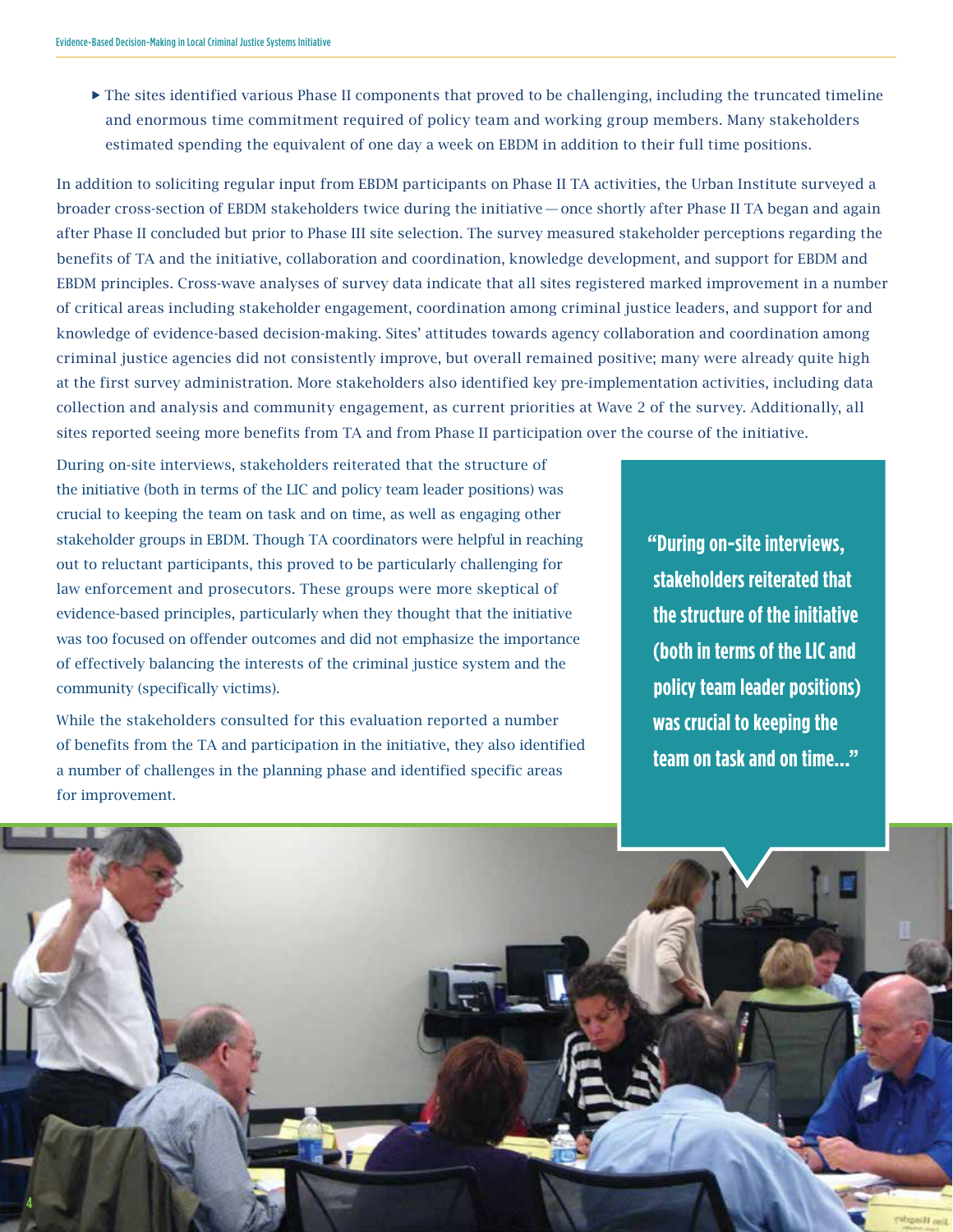- The sites identified various Phase II components that proved to be challenging, including the truncated timeline and enormous time commitment required of policy team and working group members. Many stakeholders estimated spending the equivalent of one day a week on EBDM in addition to their full time positions.

In addition to soliciting regular input from EBDM participants on Phase II TA activities, the Urban Institute surveyed a broader cross-section of EBDM stakeholders twice during the initiative — once shortly after Phase II TA began and again after Phase II concluded but prior to Phase III site selection. The survey measured stakeholder perceptions regarding the benefits of TA and the initiative, collaboration and coordination, knowledge development, and support for EBDM and EBDM principles. Cross-wave analyses of survey data indicate that all sites registered marked improvement in a number of critical areas including stakeholder engagement, coordination among criminal justice leaders, and support for and knowledge of evidence-based decision-making. Sites' attitudes towards agency collaboration and coordination among criminal justice agencies did not consistently improve, but overall remained positive; many were already quite high at the first survey administration. More stakeholders also identified key pre-implementation activities, including data collection and analysis and community engagement, as current priorities at Wave 2 of the survey. Additionally, all sites reported seeing more benefits from TA and from Phase II participation over the course of the initiative.

During on-site interviews, stakeholders reiterated that the structure of the initiative (both in terms of the LIC and policy team leader positions) was crucial to keeping the team on task and on time, as well as engaging other stakeholder groups in EBDM. Though TA coordinators were helpful in reaching out to reluctant participants, this proved to be particularly challenging for law enforcement and prosecutors. These groups were more skeptical of evidence-based principles, particularly when they thought that the initiative was too focused on offender outcomes and did not emphasize the importance of effectively balancing the interests of the criminal justice system and the community (specifically victims).

While the stakeholders consulted for this evaluation reported a number of benefits from the TA and participation in the initiative, they also identified a number of challenges in the planning phase and identified specific areas for improvement.

**"During on-site interviews, stakeholders reiterated that the structure of the initiative (both in terms of the LIC and policy team leader positions) was crucial to keeping the team on task and on time..."**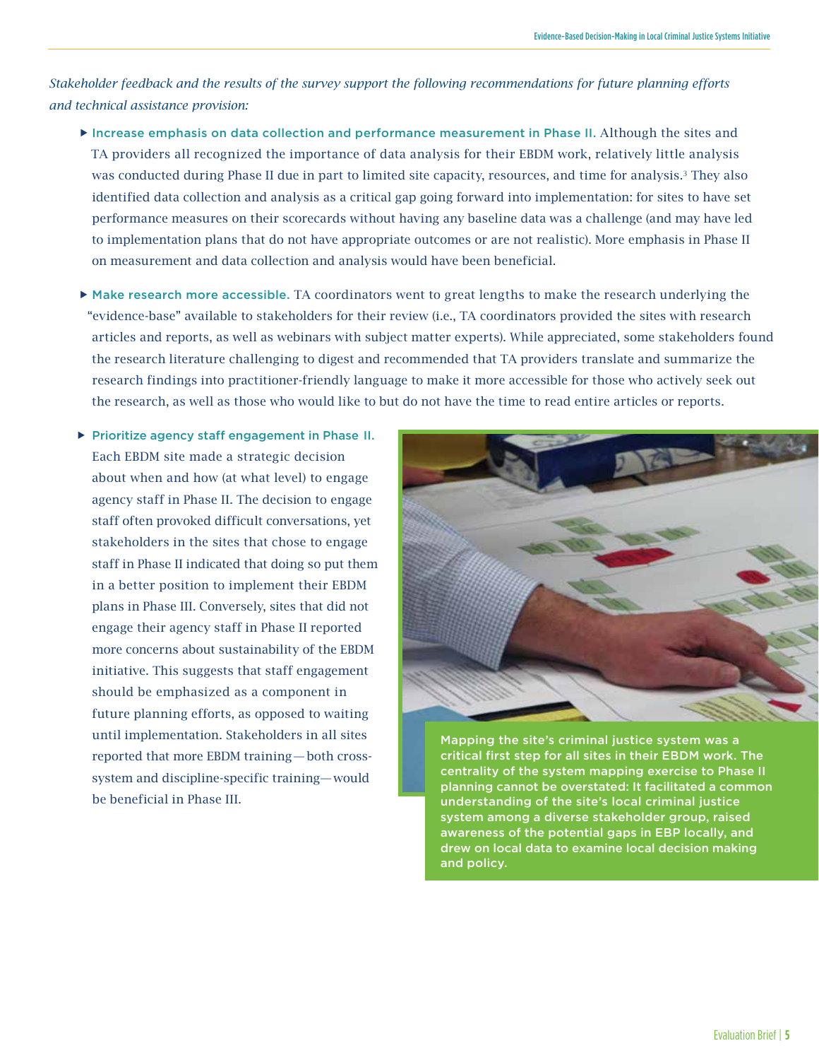*Stakeholder feedback and the results of the survey support the following recommendations for future planning efforts and technical assistance provision:*

- **Increase emphasis on data collection and performance measurement in Phase II.** Although the sites and TA providers all recognized the importance of data analysis for their EBDM work, relatively little analysis was conducted during Phase II due in part to limited site capacity, resources, and time for analysis.[3] They also identified data collection and analysis as a critical gap going forward into implementation: for sites to have set performance measures on their scorecards without having any baseline data was a challenge (and may have led to implementation plans that do not have appropriate outcomes or are not realistic). More emphasis in Phase II on measurement and data collection and analysis would have been beneficial.

- **Make research more accessible.** TA coordinators went to great lengths to make the research underlying the "evidence-base" available to stakeholders for their review (i.e., TA coordinators provided the sites with research articles and reports, as well as webinars with subject matter experts). While appreciated, some stakeholders found the research literature challenging to digest and recommended that TA providers translate and summarize the research findings into practitioner-friendly language to make it more accessible for those who actively seek out the research, as well as those who would like to but do not have the time to read entire articles or reports.

- **Prioritize agency staff engagement in Phase II.** Each EBDM site made a strategic decision about when and how (at what level) to engage agency staff in Phase II. The decision to engage staff often provoked difficult conversations, yet stakeholders in the sites that chose to engage staff in Phase II indicated that doing so put them in a better position to implement their EBDM plans in Phase III. Conversely, sites that did not engage their agency staff in Phase II reported more concerns about sustainability of the EBDM initiative. This suggests that staff engagement should be emphasized as a component in future planning efforts, as opposed to waiting until implementation. Stakeholders in all sites reported that more EBDM training—both cross-system and discipline-specific training—would be beneficial in Phase III.

Mapping the site's criminal justice system was a critical first step for all sites in their EBDM work. The centrality of the system mapping exercise to Phase II planning cannot be overstated: It facilitated a common understanding of the site's local criminal justice system among a diverse stakeholder group, raised awareness of the potential gaps in EBP locally, and drew on local data to examine local decision making and policy.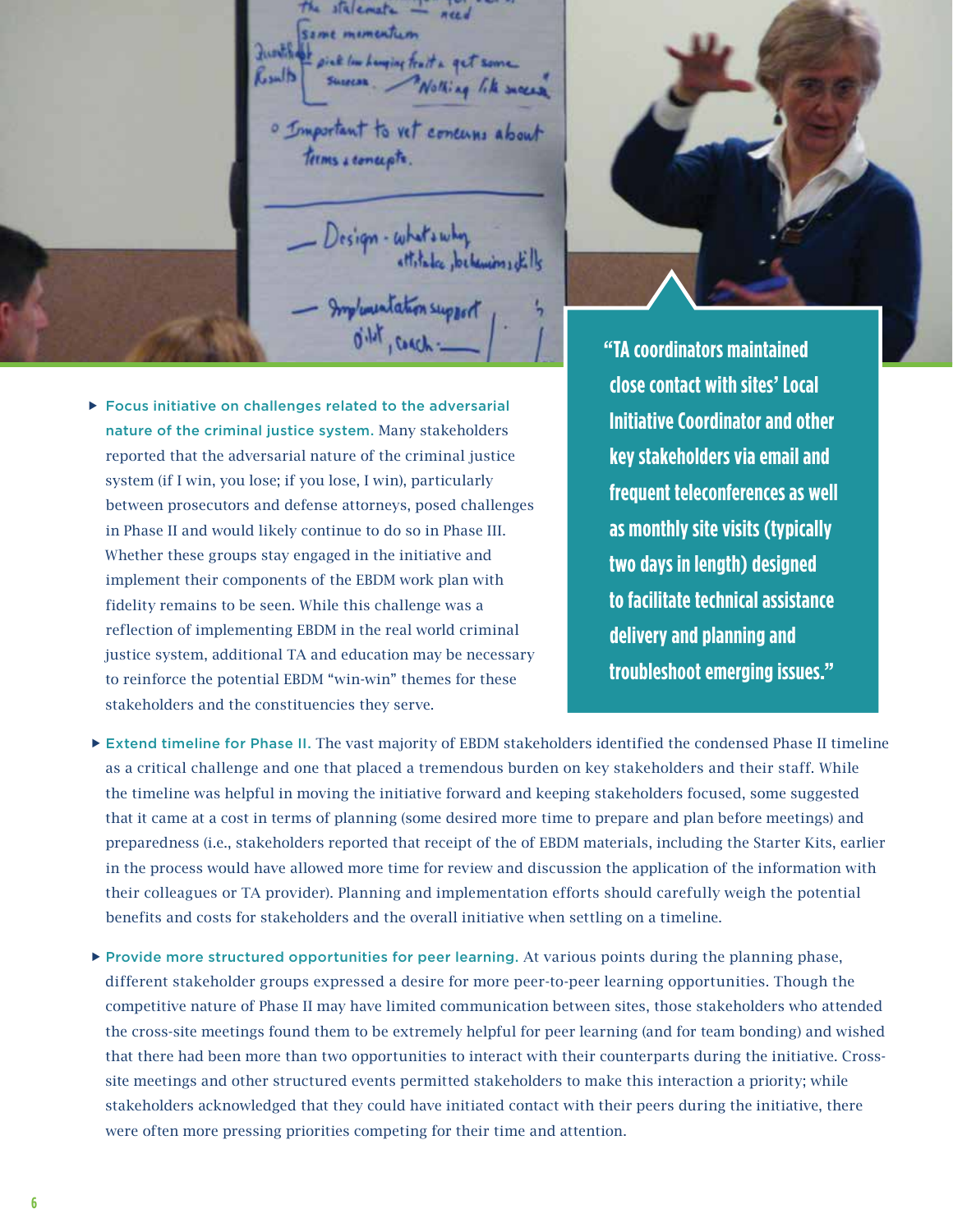- **Focus initiative on challenges related to the adversarial nature of the criminal justice system.** Many stakeholders reported that the adversarial nature of the criminal justice system (if I win, you lose; if you lose, I win), particularly between prosecutors and defense attorneys, posed challenges in Phase II and would likely continue to do so in Phase III. Whether these groups stay engaged in the initiative and implement their components of the EBDM work plan with fidelity remains to be seen. While this challenge was a reflection of implementing EBDM in the real world criminal justice system, additional TA and education may be necessary to reinforce the potential EBDM "win-win" themes for these stakeholders and the constituencies they serve.

> **"TA coordinators maintained close contact with sites' Local Initiative Coordinator and other key stakeholders via email and frequent teleconferences as well as monthly site visits (typically two days in length) designed to facilitate technical assistance delivery and planning and troubleshoot emerging issues."**

- **Extend timeline for Phase II.** The vast majority of EBDM stakeholders identified the condensed Phase II timeline as a critical challenge and one that placed a tremendous burden on key stakeholders and their staff. While the timeline was helpful in moving the initiative forward and keeping stakeholders focused, some suggested that it came at a cost in terms of planning (some desired more time to prepare and plan before meetings) and preparedness (i.e., stakeholders reported that receipt of the of EBDM materials, including the Starter Kits, earlier in the process would have allowed more time for review and discussion the application of the information with their colleagues or TA provider). Planning and implementation efforts should carefully weigh the potential benefits and costs for stakeholders and the overall initiative when settling on a timeline.

- **Provide more structured opportunities for peer learning.** At various points during the planning phase, different stakeholder groups expressed a desire for more peer-to-peer learning opportunities. Though the competitive nature of Phase II may have limited communication between sites, those stakeholders who attended the cross-site meetings found them to be extremely helpful for peer learning (and for team bonding) and wished that there had been more than two opportunities to interact with their counterparts during the initiative. Cross-site meetings and other structured events permitted stakeholders to make this interaction a priority; while stakeholders acknowledged that they could have initiated contact with their peers during the initiative, there were often more pressing priorities competing for their time and attention.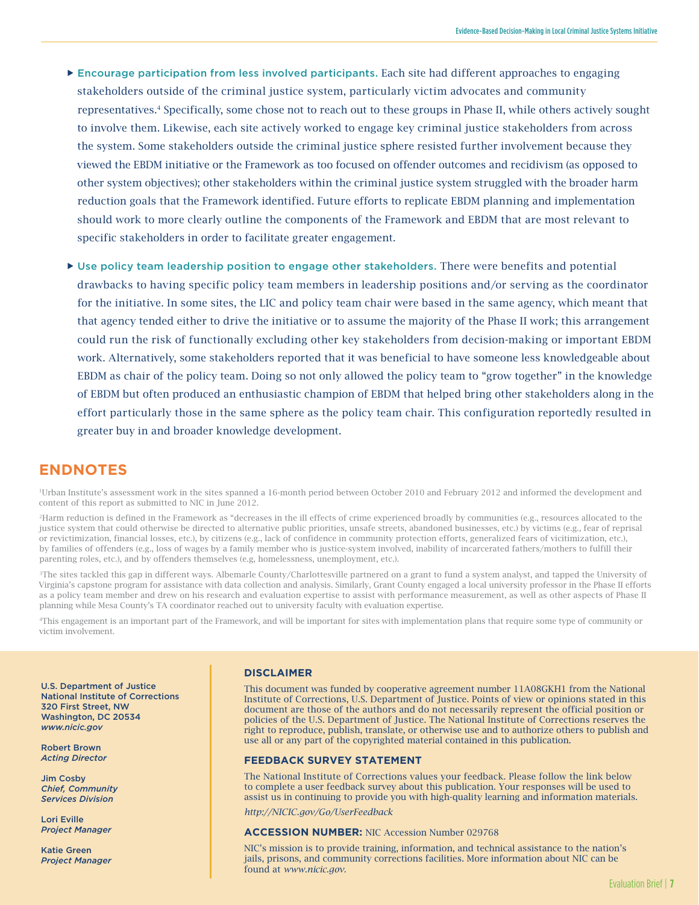- **Encourage participation from less involved participants.** Each site had different approaches to engaging stakeholders outside of the criminal justice system, particularly victim advocates and community representatives.[4] Specifically, some chose not to reach out to these groups in Phase II, while others actively sought to involve them. Likewise, each site actively worked to engage key criminal justice stakeholders from across the system. Some stakeholders outside the criminal justice sphere resisted further involvement because they viewed the EBDM initiative or the Framework as too focused on offender outcomes and recidivism (as opposed to other system objectives); other stakeholders within the criminal justice system struggled with the broader harm reduction goals that the Framework identified. Future efforts to replicate EBDM planning and implementation should work to more clearly outline the components of the Framework and EBDM that are most relevant to specific stakeholders in order to facilitate greater engagement.

- **Use policy team leadership position to engage other stakeholders.** There were benefits and potential drawbacks to having specific policy team members in leadership positions and/or serving as the coordinator for the initiative. In some sites, the LIC and policy team chair were based in the same agency, which meant that that agency tended either to drive the initiative or to assume the majority of the Phase II work; this arrangement could run the risk of functionally excluding other key stakeholders from decision-making or important EBDM work. Alternatively, some stakeholders reported that it was beneficial to have someone less knowledgeable about EBDM as chair of the policy team. Doing so not only allowed the policy team to "grow together" in the knowledge of EBDM but often produced an enthusiastic champion of EBDM that helped bring other stakeholders along in the effort particularly those in the same sphere as the policy team chair. This configuration reportedly resulted in greater buy in and broader knowledge development.

## ENDNOTES

[1]Urban Institute's assessment work in the sites spanned a 16-month period between October 2010 and February 2012 and informed the development and content of this report as submitted to NIC in June 2012.

[2]Harm reduction is defined in the Framework as "decreases in the ill effects of crime experienced broadly by communities (e.g., resources allocated to the justice system that could otherwise be directed to alternative public priorities, unsafe streets, abandoned businesses, etc.) by victims (e.g., fear of reprisal or revictimization, financial losses, etc.), by citizens (e.g., lack of confidence in community protection efforts, generalized fears of vicitimization, etc.), by families of offenders (e.g., loss of wages by a family member who is justice-system involved, inability of incarcerated fathers/mothers to fulfill their parenting roles, etc.), and by offenders themselves (e.g, homelessness, unemployment, etc.).

[3]The sites tackled this gap in different ways. Albemarle County/Charlottesville partnered on a grant to fund a system analyst, and tapped the University of Virginia's capstone program for assistance with data collection and analysis. Similarly, Grant County engaged a local university professor in the Phase II efforts as a policy team member and drew on his research and evaluation expertise to assist with performance measurement, as well as other aspects of Phase II planning while Mesa County's TA coordinator reached out to university faculty with evaluation expertise.

[4]This engagement is an important part of the Framework, and will be important for sites with implementation plans that require some type of community or victim involvement.

**U.S. Department of Justice**
**National Institute of Corrections**
**320 First Street, NW**
**Washington, DC 20534**
***www.nicic.gov***

**Robert Brown**
*Acting Director*

**Jim Cosby**
*Chief, Community Services Division*

**Lori Eville**
*Project Manager*

**Katie Green**
*Project Manager*

### DISCLAIMER

This document was funded by cooperative agreement number 11A08GKH1 from the National Institute of Corrections, U.S. Department of Justice. Points of view or opinions stated in this document are those of the authors and do not necessarily represent the official position or policies of the U.S. Department of Justice. The National Institute of Corrections reserves the right to reproduce, publish, translate, or otherwise use and to authorize others to publish and use all or any part of the copyrighted material contained in this publication.

### FEEDBACK SURVEY STATEMENT

The National Institute of Corrections values your feedback. Please follow the link below to complete a user feedback survey about this publication. Your responses will be used to assist us in continuing to provide you with high-quality learning and information materials.

*http://NICIC.gov/Go/UserFeedback*

**ACCESSION NUMBER:** NIC Accession Number 029768

NIC's mission is to provide training, information, and technical assistance to the nation's jails, prisons, and community corrections facilities. More information about NIC can be found at *www.nicic.gov*.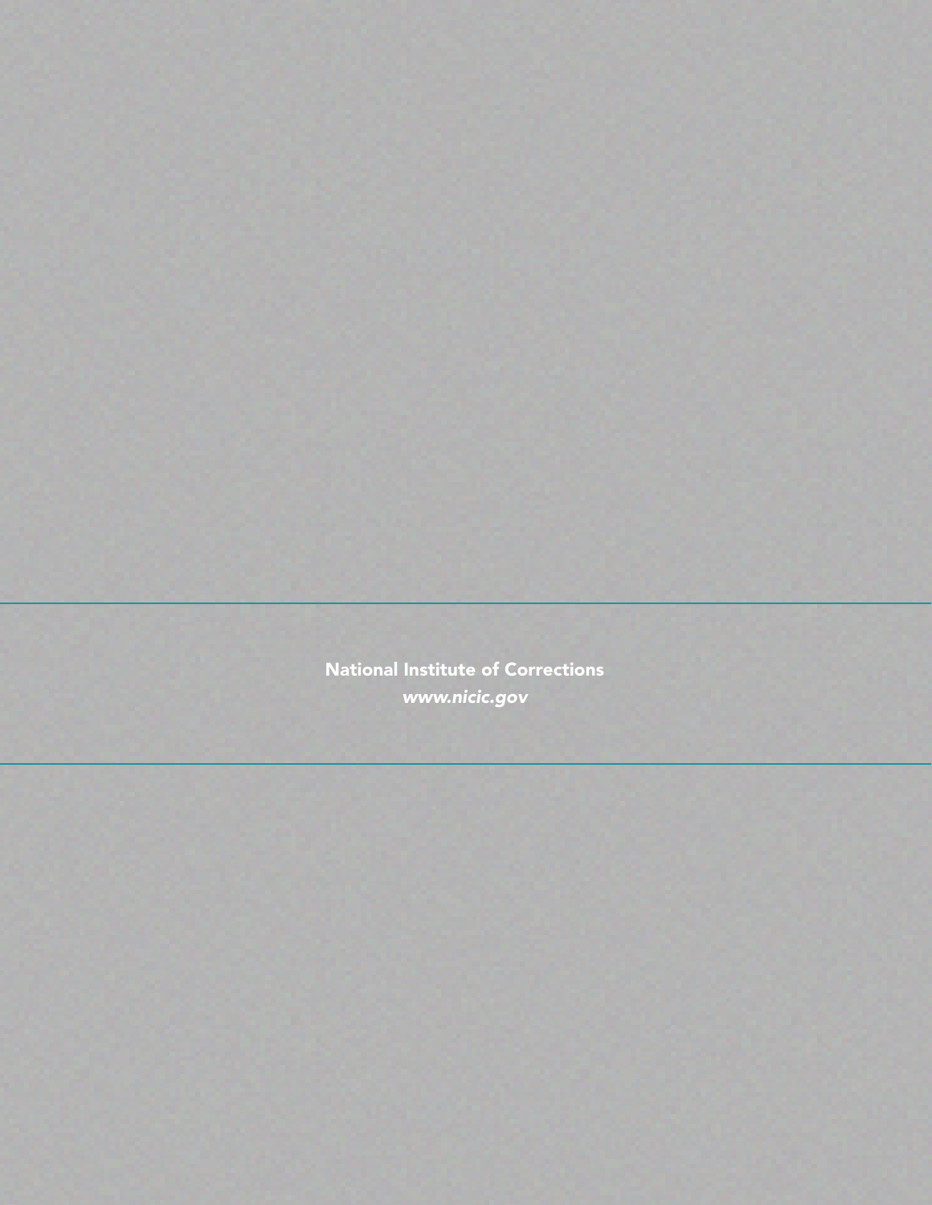**National Institute of Corrections**

***www.nicic.gov***